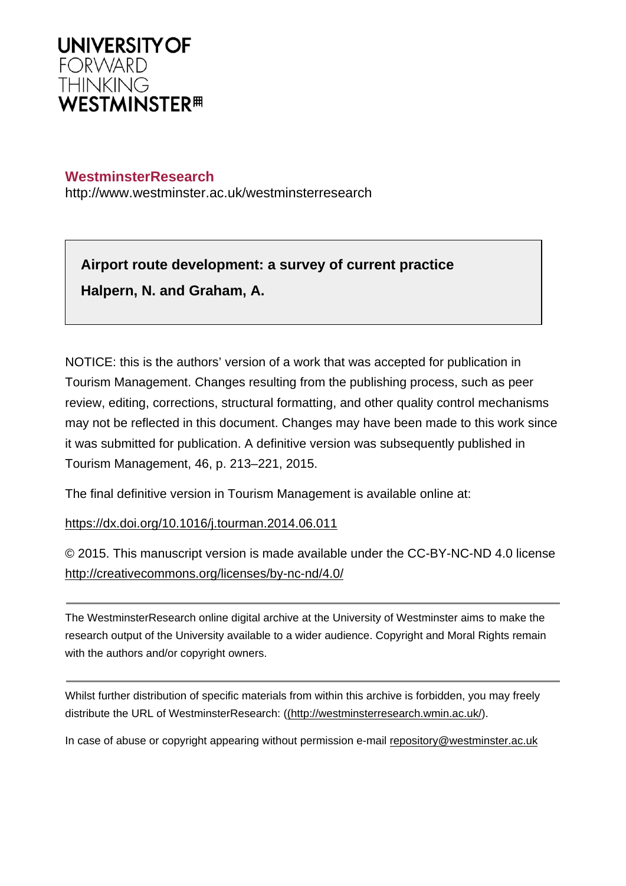**UNIVERSITY OF FORWARD THINKING WESTMINSTER**

**WestminsterResearch**

http://www.westminster.ac.uk/westminsterresearch

**Airport route development: a survey of current practice**

**Halpern, N. and Graham, A.**

NOTICE: this is the authors' version of a work that was accepted for publication in Tourism Management. Changes resulting from the publishing process, such as peer review, editing, corrections, structural formatting, and other quality control mechanisms may not be reflected in this document. Changes may have been made to this work since it was submitted for publication. A definitive version was subsequently published in Tourism Management, 46, p. 213–221, 2015.

The final definitive version in Tourism Management is available online at:

https://dx.doi.org/10.1016/j.tourman.2014.06.011

© 2015. This manuscript version is made available under the CC-BY-NC-ND 4.0 license http://creativecommons.org/licenses/by-nc-nd/4.0/

---

The WestminsterResearch online digital archive at the University of Westminster aims to make the research output of the University available to a wider audience. Copyright and Moral Rights remain with the authors and/or copyright owners.

---

Whilst further distribution of specific materials from within this archive is forbidden, you may freely distribute the URL of WestminsterResearch: ((http://westminsterresearch.wmin.ac.uk/).

In case of abuse or copyright appearing without permission e-mail repository@westminster.ac.uk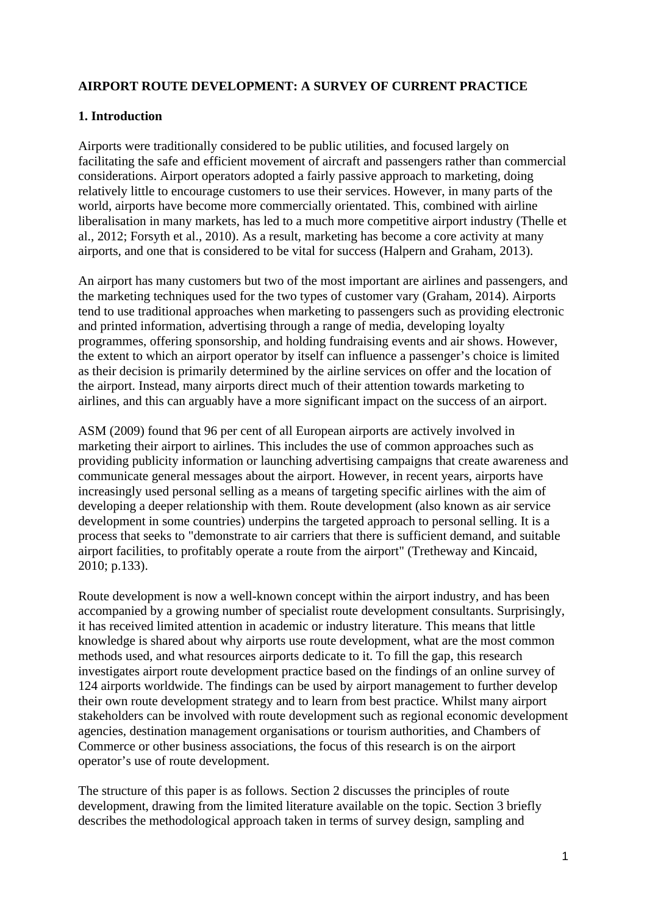# AIRPORT ROUTE DEVELOPMENT: A SURVEY OF CURRENT PRACTICE

## 1. Introduction

Airports were traditionally considered to be public utilities, and focused largely on facilitating the safe and efficient movement of aircraft and passengers rather than commercial considerations. Airport operators adopted a fairly passive approach to marketing, doing relatively little to encourage customers to use their services. However, in many parts of the world, airports have become more commercially orientated. This, combined with airline liberalisation in many markets, has led to a much more competitive airport industry (Thelle et al., 2012; Forsyth et al., 2010). As a result, marketing has become a core activity at many airports, and one that is considered to be vital for success (Halpern and Graham, 2013).

An airport has many customers but two of the most important are airlines and passengers, and the marketing techniques used for the two types of customer vary (Graham, 2014). Airports tend to use traditional approaches when marketing to passengers such as providing electronic and printed information, advertising through a range of media, developing loyalty programmes, offering sponsorship, and holding fundraising events and air shows. However, the extent to which an airport operator by itself can influence a passenger's choice is limited as their decision is primarily determined by the airline services on offer and the location of the airport. Instead, many airports direct much of their attention towards marketing to airlines, and this can arguably have a more significant impact on the success of an airport.

ASM (2009) found that 96 per cent of all European airports are actively involved in marketing their airport to airlines. This includes the use of common approaches such as providing publicity information or launching advertising campaigns that create awareness and communicate general messages about the airport. However, in recent years, airports have increasingly used personal selling as a means of targeting specific airlines with the aim of developing a deeper relationship with them. Route development (also known as air service development in some countries) underpins the targeted approach to personal selling. It is a process that seeks to "demonstrate to air carriers that there is sufficient demand, and suitable airport facilities, to profitably operate a route from the airport" (Tretheway and Kincaid, 2010; p.133).

Route development is now a well-known concept within the airport industry, and has been accompanied by a growing number of specialist route development consultants. Surprisingly, it has received limited attention in academic or industry literature. This means that little knowledge is shared about why airports use route development, what are the most common methods used, and what resources airports dedicate to it. To fill the gap, this research investigates airport route development practice based on the findings of an online survey of 124 airports worldwide. The findings can be used by airport management to further develop their own route development strategy and to learn from best practice. Whilst many airport stakeholders can be involved with route development such as regional economic development agencies, destination management organisations or tourism authorities, and Chambers of Commerce or other business associations, the focus of this research is on the airport operator's use of route development.

The structure of this paper is as follows. Section 2 discusses the principles of route development, drawing from the limited literature available on the topic. Section 3 briefly describes the methodological approach taken in terms of survey design, sampling and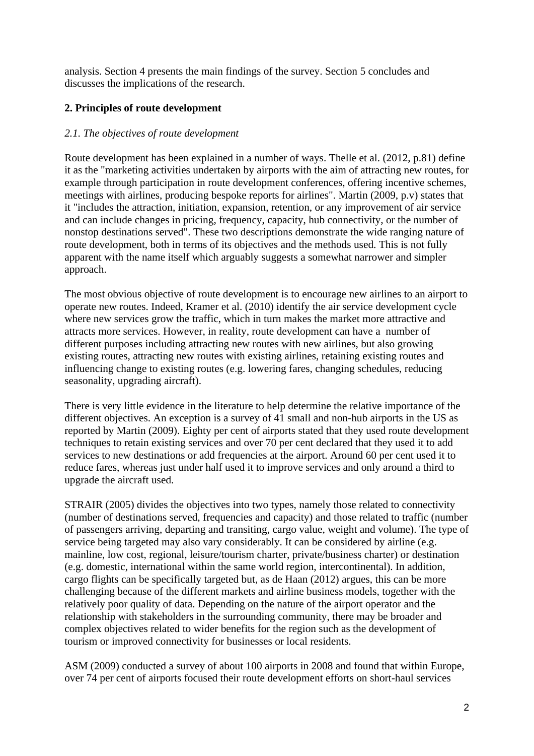analysis. Section 4 presents the main findings of the survey. Section 5 concludes and discusses the implications of the research.

## 2. Principles of route development

### *2.1. The objectives of route development*

Route development has been explained in a number of ways. Thelle et al. (2012, p.81) define it as the "marketing activities undertaken by airports with the aim of attracting new routes, for example through participation in route development conferences, offering incentive schemes, meetings with airlines, producing bespoke reports for airlines". Martin (2009, p.v) states that it "includes the attraction, initiation, expansion, retention, or any improvement of air service and can include changes in pricing, frequency, capacity, hub connectivity, or the number of nonstop destinations served". These two descriptions demonstrate the wide ranging nature of route development, both in terms of its objectives and the methods used. This is not fully apparent with the name itself which arguably suggests a somewhat narrower and simpler approach.

The most obvious objective of route development is to encourage new airlines to an airport to operate new routes. Indeed, Kramer et al. (2010) identify the air service development cycle where new services grow the traffic, which in turn makes the market more attractive and attracts more services. However, in reality, route development can have a number of different purposes including attracting new routes with new airlines, but also growing existing routes, attracting new routes with existing airlines, retaining existing routes and influencing change to existing routes (e.g. lowering fares, changing schedules, reducing seasonality, upgrading aircraft).

There is very little evidence in the literature to help determine the relative importance of the different objectives. An exception is a survey of 41 small and non-hub airports in the US as reported by Martin (2009). Eighty per cent of airports stated that they used route development techniques to retain existing services and over 70 per cent declared that they used it to add services to new destinations or add frequencies at the airport. Around 60 per cent used it to reduce fares, whereas just under half used it to improve services and only around a third to upgrade the aircraft used.

STRAIR (2005) divides the objectives into two types, namely those related to connectivity (number of destinations served, frequencies and capacity) and those related to traffic (number of passengers arriving, departing and transiting, cargo value, weight and volume). The type of service being targeted may also vary considerably. It can be considered by airline (e.g. mainline, low cost, regional, leisure/tourism charter, private/business charter) or destination (e.g. domestic, international within the same world region, intercontinental). In addition, cargo flights can be specifically targeted but, as de Haan (2012) argues, this can be more challenging because of the different markets and airline business models, together with the relatively poor quality of data. Depending on the nature of the airport operator and the relationship with stakeholders in the surrounding community, there may be broader and complex objectives related to wider benefits for the region such as the development of tourism or improved connectivity for businesses or local residents.

ASM (2009) conducted a survey of about 100 airports in 2008 and found that within Europe, over 74 per cent of airports focused their route development efforts on short-haul services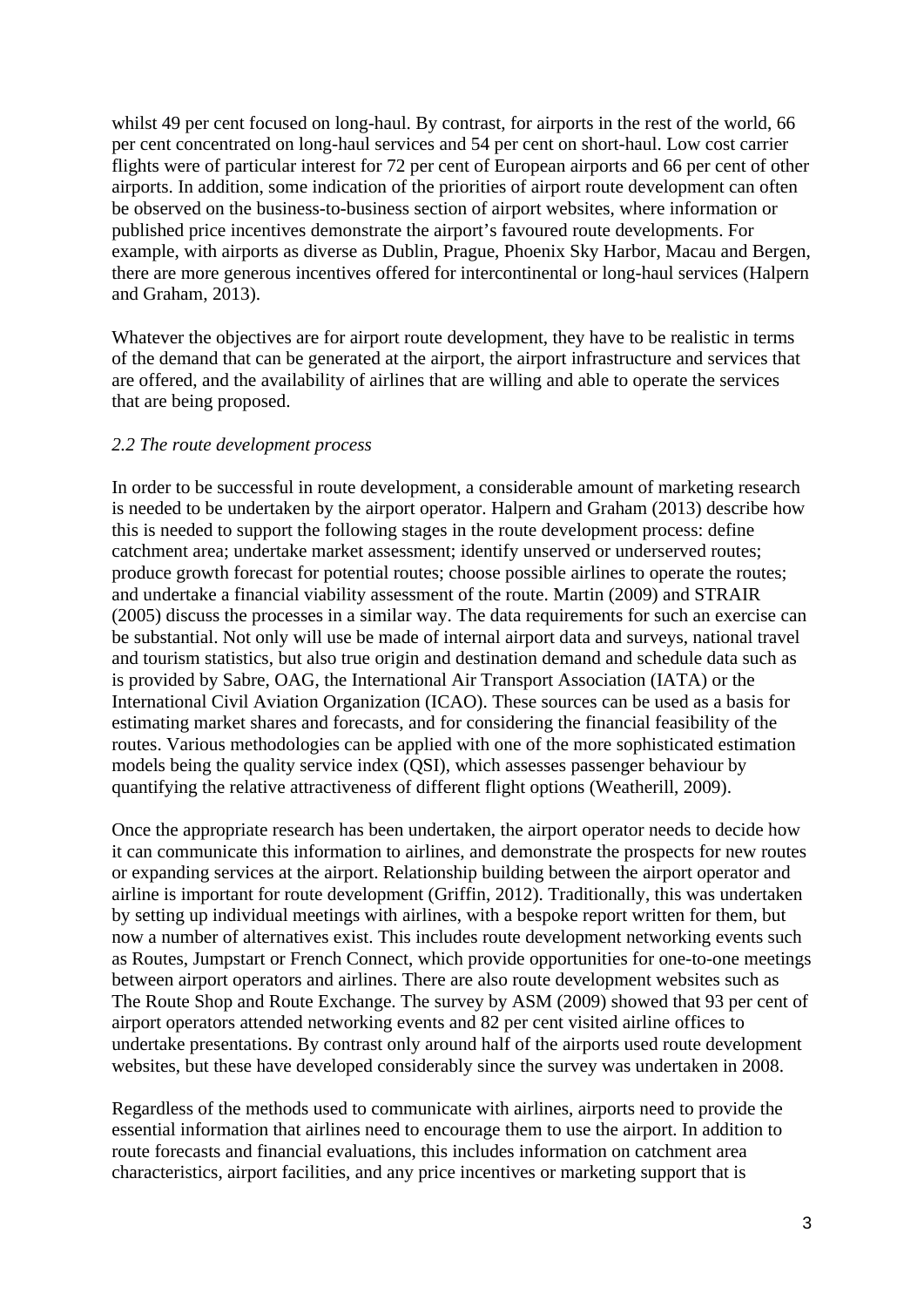whilst 49 per cent focused on long-haul. By contrast, for airports in the rest of the world, 66 per cent concentrated on long-haul services and 54 per cent on short-haul. Low cost carrier flights were of particular interest for 72 per cent of European airports and 66 per cent of other airports. In addition, some indication of the priorities of airport route development can often be observed on the business-to-business section of airport websites, where information or published price incentives demonstrate the airport's favoured route developments. For example, with airports as diverse as Dublin, Prague, Phoenix Sky Harbor, Macau and Bergen, there are more generous incentives offered for intercontinental or long-haul services (Halpern and Graham, 2013).

Whatever the objectives are for airport route development, they have to be realistic in terms of the demand that can be generated at the airport, the airport infrastructure and services that are offered, and the availability of airlines that are willing and able to operate the services that are being proposed.

### *2.2 The route development process*

In order to be successful in route development, a considerable amount of marketing research is needed to be undertaken by the airport operator. Halpern and Graham (2013) describe how this is needed to support the following stages in the route development process: define catchment area; undertake market assessment; identify unserved or underserved routes; produce growth forecast for potential routes; choose possible airlines to operate the routes; and undertake a financial viability assessment of the route. Martin (2009) and STRAIR (2005) discuss the processes in a similar way. The data requirements for such an exercise can be substantial. Not only will use be made of internal airport data and surveys, national travel and tourism statistics, but also true origin and destination demand and schedule data such as is provided by Sabre, OAG, the International Air Transport Association (IATA) or the International Civil Aviation Organization (ICAO). These sources can be used as a basis for estimating market shares and forecasts, and for considering the financial feasibility of the routes. Various methodologies can be applied with one of the more sophisticated estimation models being the quality service index (QSI), which assesses passenger behaviour by quantifying the relative attractiveness of different flight options (Weatherill, 2009).

Once the appropriate research has been undertaken, the airport operator needs to decide how it can communicate this information to airlines, and demonstrate the prospects for new routes or expanding services at the airport. Relationship building between the airport operator and airline is important for route development (Griffin, 2012). Traditionally, this was undertaken by setting up individual meetings with airlines, with a bespoke report written for them, but now a number of alternatives exist. This includes route development networking events such as Routes, Jumpstart or French Connect, which provide opportunities for one-to-one meetings between airport operators and airlines. There are also route development websites such as The Route Shop and Route Exchange. The survey by ASM (2009) showed that 93 per cent of airport operators attended networking events and 82 per cent visited airline offices to undertake presentations. By contrast only around half of the airports used route development websites, but these have developed considerably since the survey was undertaken in 2008.

Regardless of the methods used to communicate with airlines, airports need to provide the essential information that airlines need to encourage them to use the airport. In addition to route forecasts and financial evaluations, this includes information on catchment area characteristics, airport facilities, and any price incentives or marketing support that is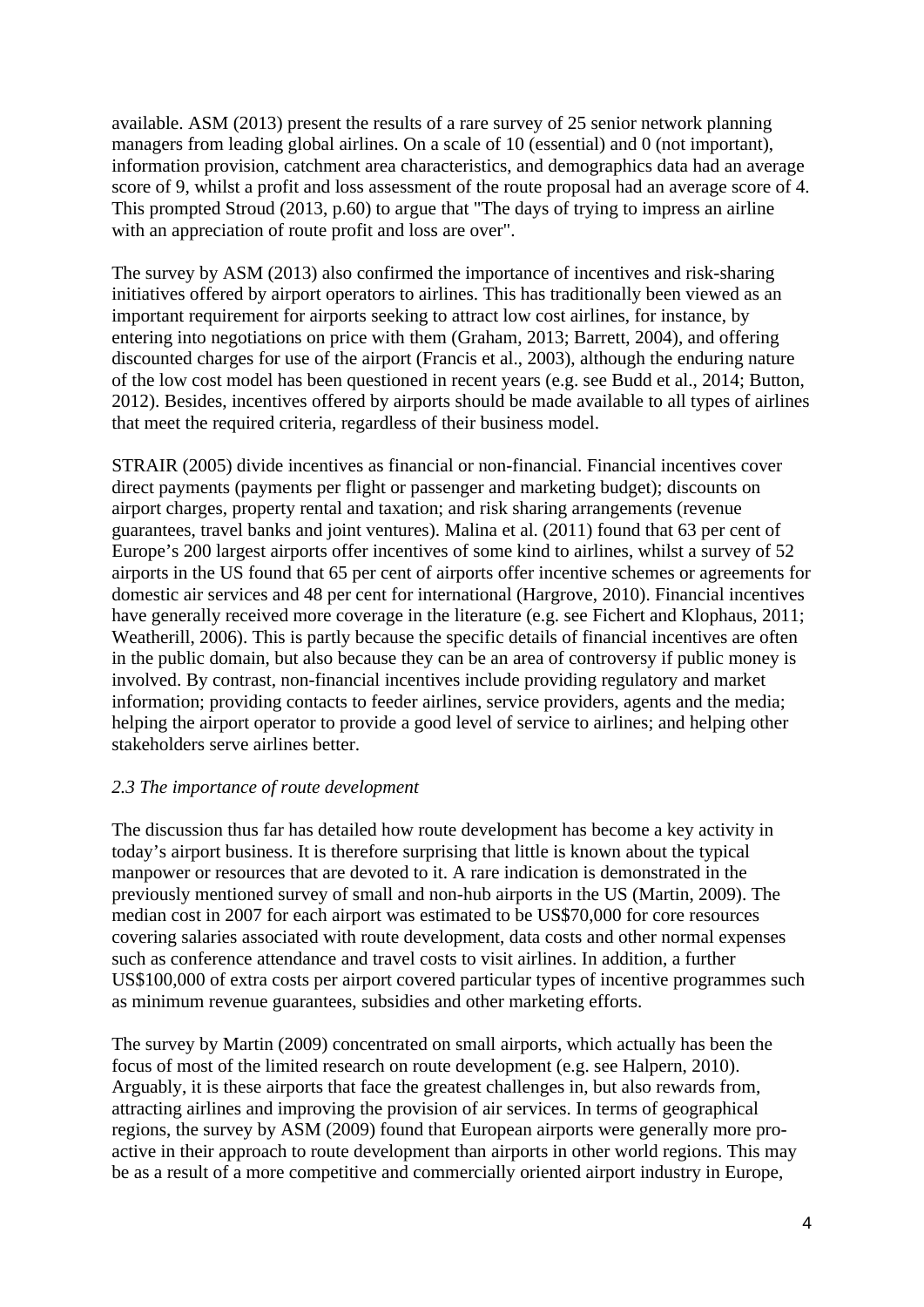available. ASM (2013) present the results of a rare survey of 25 senior network planning managers from leading global airlines. On a scale of 10 (essential) and 0 (not important), information provision, catchment area characteristics, and demographics data had an average score of 9, whilst a profit and loss assessment of the route proposal had an average score of 4. This prompted Stroud (2013, p.60) to argue that "The days of trying to impress an airline with an appreciation of route profit and loss are over".

The survey by ASM (2013) also confirmed the importance of incentives and risk-sharing initiatives offered by airport operators to airlines. This has traditionally been viewed as an important requirement for airports seeking to attract low cost airlines, for instance, by entering into negotiations on price with them (Graham, 2013; Barrett, 2004), and offering discounted charges for use of the airport (Francis et al., 2003), although the enduring nature of the low cost model has been questioned in recent years (e.g. see Budd et al., 2014; Button, 2012). Besides, incentives offered by airports should be made available to all types of airlines that meet the required criteria, regardless of their business model.

STRAIR (2005) divide incentives as financial or non-financial. Financial incentives cover direct payments (payments per flight or passenger and marketing budget); discounts on airport charges, property rental and taxation; and risk sharing arrangements (revenue guarantees, travel banks and joint ventures). Malina et al. (2011) found that 63 per cent of Europe's 200 largest airports offer incentives of some kind to airlines, whilst a survey of 52 airports in the US found that 65 per cent of airports offer incentive schemes or agreements for domestic air services and 48 per cent for international (Hargrove, 2010). Financial incentives have generally received more coverage in the literature (e.g. see Fichert and Klophaus, 2011; Weatherill, 2006). This is partly because the specific details of financial incentives are often in the public domain, but also because they can be an area of controversy if public money is involved. By contrast, non-financial incentives include providing regulatory and market information; providing contacts to feeder airlines, service providers, agents and the media; helping the airport operator to provide a good level of service to airlines; and helping other stakeholders serve airlines better.

### *2.3 The importance of route development*

The discussion thus far has detailed how route development has become a key activity in today's airport business. It is therefore surprising that little is known about the typical manpower or resources that are devoted to it. A rare indication is demonstrated in the previously mentioned survey of small and non-hub airports in the US (Martin, 2009). The median cost in 2007 for each airport was estimated to be US$70,000 for core resources covering salaries associated with route development, data costs and other normal expenses such as conference attendance and travel costs to visit airlines. In addition, a further US$100,000 of extra costs per airport covered particular types of incentive programmes such as minimum revenue guarantees, subsidies and other marketing efforts.

The survey by Martin (2009) concentrated on small airports, which actually has been the focus of most of the limited research on route development (e.g. see Halpern, 2010). Arguably, it is these airports that face the greatest challenges in, but also rewards from, attracting airlines and improving the provision of air services. In terms of geographical regions, the survey by ASM (2009) found that European airports were generally more pro-active in their approach to route development than airports in other world regions. This may be as a result of a more competitive and commercially oriented airport industry in Europe,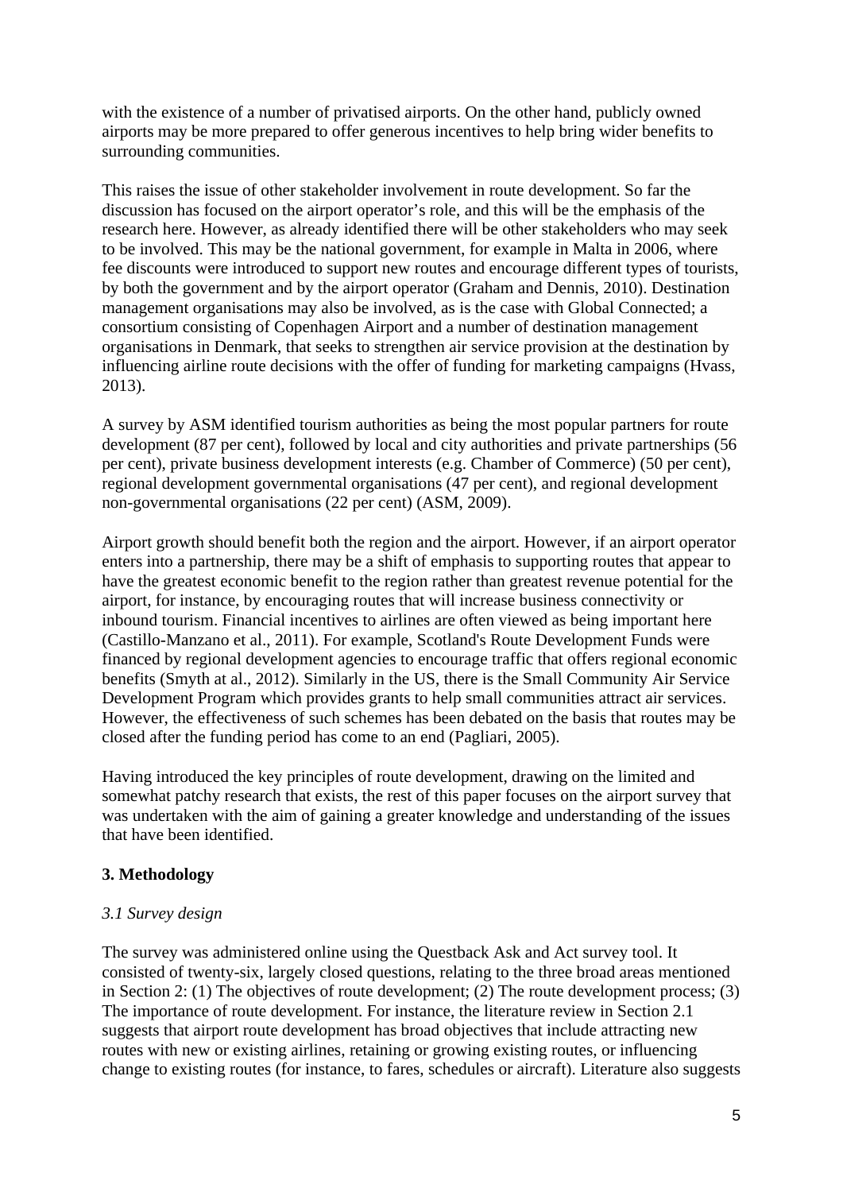with the existence of a number of privatised airports. On the other hand, publicly owned airports may be more prepared to offer generous incentives to help bring wider benefits to surrounding communities.

This raises the issue of other stakeholder involvement in route development. So far the discussion has focused on the airport operator's role, and this will be the emphasis of the research here. However, as already identified there will be other stakeholders who may seek to be involved. This may be the national government, for example in Malta in 2006, where fee discounts were introduced to support new routes and encourage different types of tourists, by both the government and by the airport operator (Graham and Dennis, 2010). Destination management organisations may also be involved, as is the case with Global Connected; a consortium consisting of Copenhagen Airport and a number of destination management organisations in Denmark, that seeks to strengthen air service provision at the destination by influencing airline route decisions with the offer of funding for marketing campaigns (Hvass, 2013).

A survey by ASM identified tourism authorities as being the most popular partners for route development (87 per cent), followed by local and city authorities and private partnerships (56 per cent), private business development interests (e.g. Chamber of Commerce) (50 per cent), regional development governmental organisations (47 per cent), and regional development non-governmental organisations (22 per cent) (ASM, 2009).

Airport growth should benefit both the region and the airport. However, if an airport operator enters into a partnership, there may be a shift of emphasis to supporting routes that appear to have the greatest economic benefit to the region rather than greatest revenue potential for the airport, for instance, by encouraging routes that will increase business connectivity or inbound tourism. Financial incentives to airlines are often viewed as being important here (Castillo-Manzano et al., 2011). For example, Scotland's Route Development Funds were financed by regional development agencies to encourage traffic that offers regional economic benefits (Smyth at al., 2012). Similarly in the US, there is the Small Community Air Service Development Program which provides grants to help small communities attract air services. However, the effectiveness of such schemes has been debated on the basis that routes may be closed after the funding period has come to an end (Pagliari, 2005).

Having introduced the key principles of route development, drawing on the limited and somewhat patchy research that exists, the rest of this paper focuses on the airport survey that was undertaken with the aim of gaining a greater knowledge and understanding of the issues that have been identified.

## 3. Methodology

### *3.1 Survey design*

The survey was administered online using the Questback Ask and Act survey tool. It consisted of twenty-six, largely closed questions, relating to the three broad areas mentioned in Section 2: (1) The objectives of route development; (2) The route development process; (3) The importance of route development. For instance, the literature review in Section 2.1 suggests that airport route development has broad objectives that include attracting new routes with new or existing airlines, retaining or growing existing routes, or influencing change to existing routes (for instance, to fares, schedules or aircraft). Literature also suggests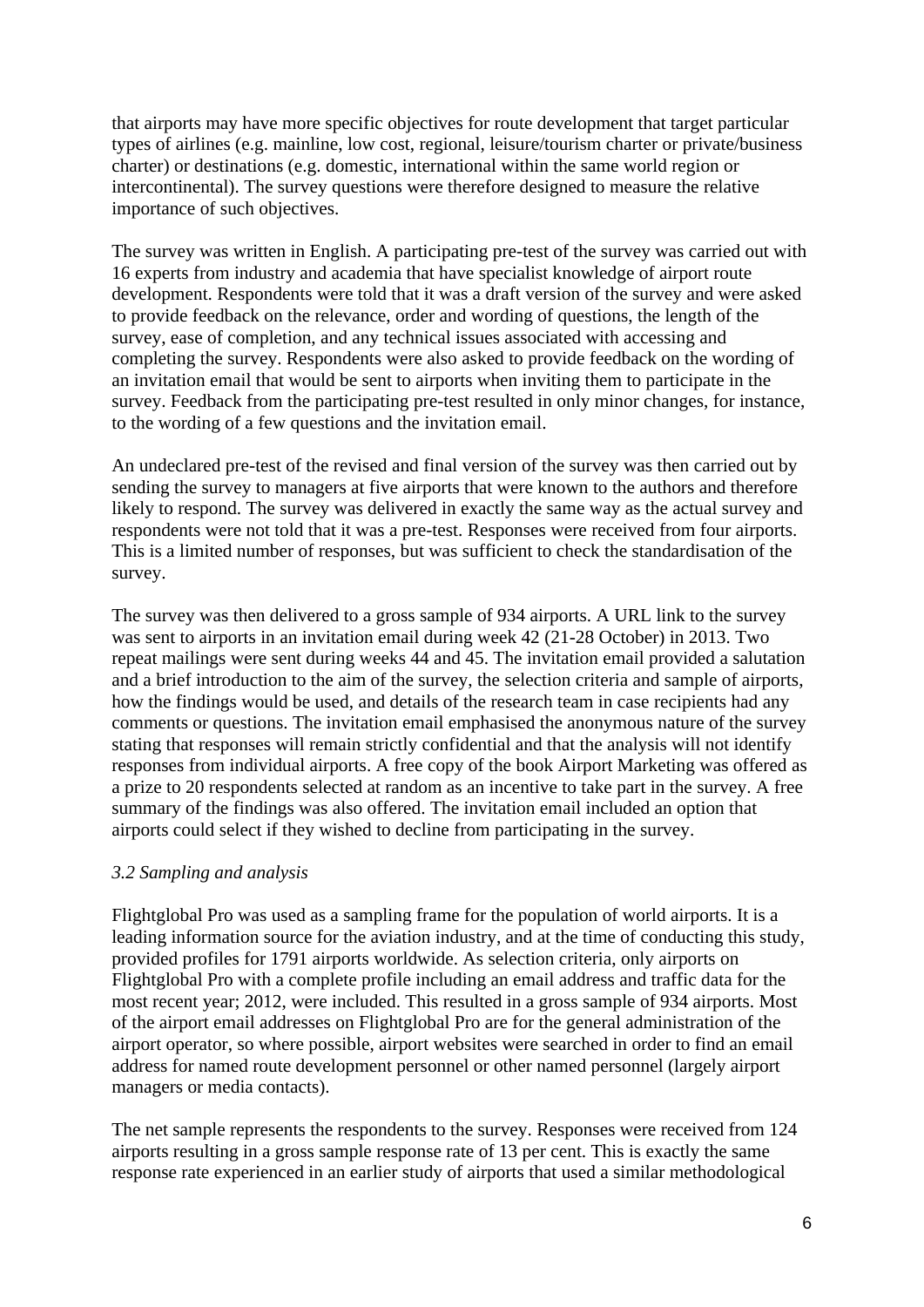that airports may have more specific objectives for route development that target particular types of airlines (e.g. mainline, low cost, regional, leisure/tourism charter or private/business charter) or destinations (e.g. domestic, international within the same world region or intercontinental). The survey questions were therefore designed to measure the relative importance of such objectives.

The survey was written in English. A participating pre-test of the survey was carried out with 16 experts from industry and academia that have specialist knowledge of airport route development. Respondents were told that it was a draft version of the survey and were asked to provide feedback on the relevance, order and wording of questions, the length of the survey, ease of completion, and any technical issues associated with accessing and completing the survey. Respondents were also asked to provide feedback on the wording of an invitation email that would be sent to airports when inviting them to participate in the survey. Feedback from the participating pre-test resulted in only minor changes, for instance, to the wording of a few questions and the invitation email.

An undeclared pre-test of the revised and final version of the survey was then carried out by sending the survey to managers at five airports that were known to the authors and therefore likely to respond. The survey was delivered in exactly the same way as the actual survey and respondents were not told that it was a pre-test. Responses were received from four airports. This is a limited number of responses, but was sufficient to check the standardisation of the survey.

The survey was then delivered to a gross sample of 934 airports. A URL link to the survey was sent to airports in an invitation email during week 42 (21-28 October) in 2013. Two repeat mailings were sent during weeks 44 and 45. The invitation email provided a salutation and a brief introduction to the aim of the survey, the selection criteria and sample of airports, how the findings would be used, and details of the research team in case recipients had any comments or questions. The invitation email emphasised the anonymous nature of the survey stating that responses will remain strictly confidential and that the analysis will not identify responses from individual airports. A free copy of the book Airport Marketing was offered as a prize to 20 respondents selected at random as an incentive to take part in the survey. A free summary of the findings was also offered. The invitation email included an option that airports could select if they wished to decline from participating in the survey.

*3.2 Sampling and analysis*

Flightglobal Pro was used as a sampling frame for the population of world airports. It is a leading information source for the aviation industry, and at the time of conducting this study, provided profiles for 1791 airports worldwide. As selection criteria, only airports on Flightglobal Pro with a complete profile including an email address and traffic data for the most recent year; 2012, were included. This resulted in a gross sample of 934 airports. Most of the airport email addresses on Flightglobal Pro are for the general administration of the airport operator, so where possible, airport websites were searched in order to find an email address for named route development personnel or other named personnel (largely airport managers or media contacts).

The net sample represents the respondents to the survey. Responses were received from 124 airports resulting in a gross sample response rate of 13 per cent. This is exactly the same response rate experienced in an earlier study of airports that used a similar methodological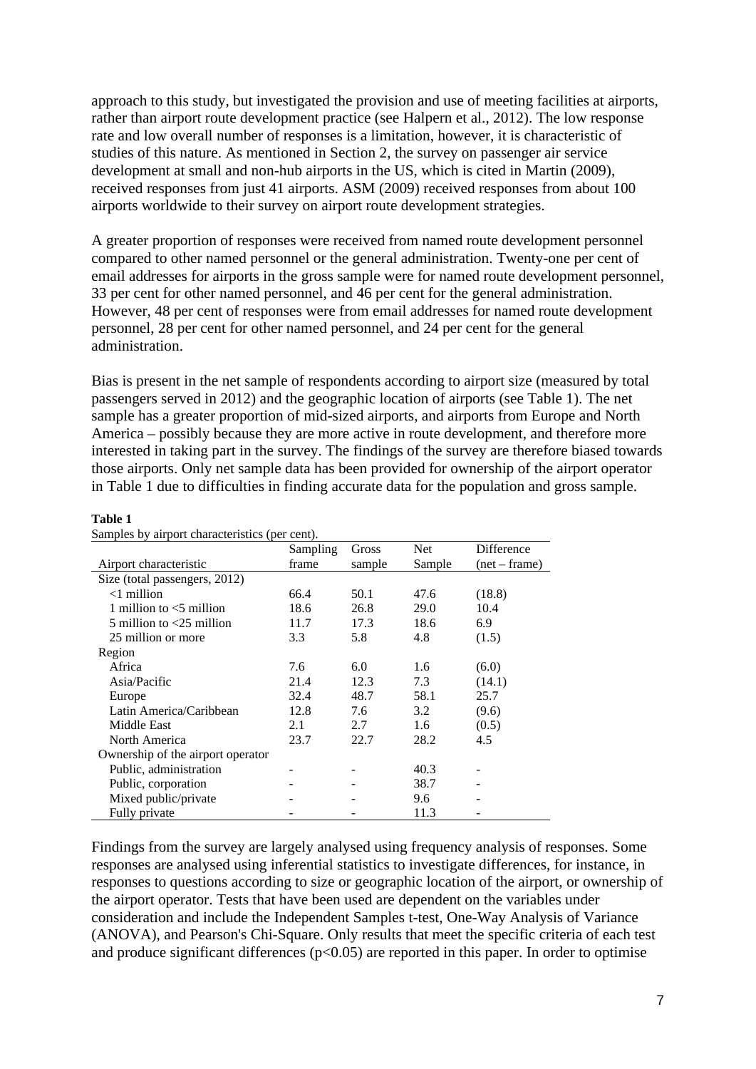approach to this study, but investigated the provision and use of meeting facilities at airports, rather than airport route development practice (see Halpern et al., 2012). The low response rate and low overall number of responses is a limitation, however, it is characteristic of studies of this nature. As mentioned in Section 2, the survey on passenger air service development at small and non-hub airports in the US, which is cited in Martin (2009), received responses from just 41 airports. ASM (2009) received responses from about 100 airports worldwide to their survey on airport route development strategies.

A greater proportion of responses were received from named route development personnel compared to other named personnel or the general administration. Twenty-one per cent of email addresses for airports in the gross sample were for named route development personnel, 33 per cent for other named personnel, and 46 per cent for the general administration. However, 48 per cent of responses were from email addresses for named route development personnel, 28 per cent for other named personnel, and 24 per cent for the general administration.

Bias is present in the net sample of respondents according to airport size (measured by total passengers served in 2012) and the geographic location of airports (see Table 1). The net sample has a greater proportion of mid-sized airports, and airports from Europe and North America – possibly because they are more active in route development, and therefore more interested in taking part in the survey. The findings of the survey are therefore biased towards those airports. Only net sample data has been provided for ownership of the airport operator in Table 1 due to difficulties in finding accurate data for the population and gross sample.

**Table 1**

Samples by airport characteristics (per cent).

| Airport characteristic | Sampling frame | Gross sample | Net Sample | Difference (net – frame) |
|---|---|---|---|---|
| Size (total passengers, 2012) | | | | |
| <1 million | 66.4 | 50.1 | 47.6 | (18.8) |
| 1 million to <5 million | 18.6 | 26.8 | 29.0 | 10.4 |
| 5 million to <25 million | 11.7 | 17.3 | 18.6 | 6.9 |
| 25 million or more | 3.3 | 5.8 | 4.8 | (1.5) |
| Region | | | | |
| Africa | 7.6 | 6.0 | 1.6 | (6.0) |
| Asia/Pacific | 21.4 | 12.3 | 7.3 | (14.1) |
| Europe | 32.4 | 48.7 | 58.1 | 25.7 |
| Latin America/Caribbean | 12.8 | 7.6 | 3.2 | (9.6) |
| Middle East | 2.1 | 2.7 | 1.6 | (0.5) |
| North America | 23.7 | 22.7 | 28.2 | 4.5 |
| Ownership of the airport operator | | | | |
| Public, administration | - | - | 40.3 | - |
| Public, corporation | - | - | 38.7 | - |
| Mixed public/private | - | - | 9.6 | - |
| Fully private | - | - | 11.3 | - |

Findings from the survey are largely analysed using frequency analysis of responses. Some responses are analysed using inferential statistics to investigate differences, for instance, in responses to questions according to size or geographic location of the airport, or ownership of the airport operator. Tests that have been used are dependent on the variables under consideration and include the Independent Samples t-test, One-Way Analysis of Variance (ANOVA), and Pearson's Chi-Square. Only results that meet the specific criteria of each test and produce significant differences ($p<0.05$) are reported in this paper. In order to optimise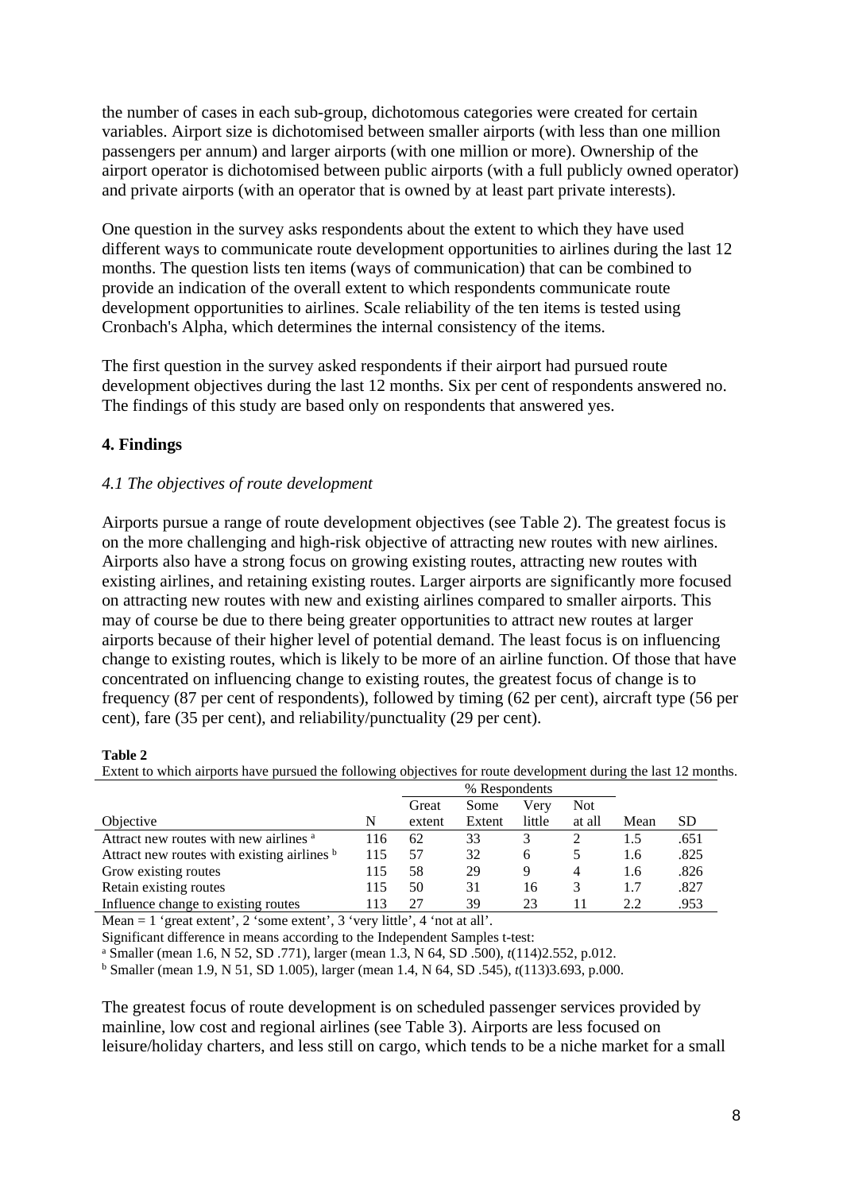the number of cases in each sub-group, dichotomous categories were created for certain variables. Airport size is dichotomised between smaller airports (with less than one million passengers per annum) and larger airports (with one million or more). Ownership of the airport operator is dichotomised between public airports (with a full publicly owned operator) and private airports (with an operator that is owned by at least part private interests).

One question in the survey asks respondents about the extent to which they have used different ways to communicate route development opportunities to airlines during the last 12 months. The question lists ten items (ways of communication) that can be combined to provide an indication of the overall extent to which respondents communicate route development opportunities to airlines. Scale reliability of the ten items is tested using Cronbach's Alpha, which determines the internal consistency of the items.

The first question in the survey asked respondents if their airport had pursued route development objectives during the last 12 months. Six per cent of respondents answered no. The findings of this study are based only on respondents that answered yes.

## 4. Findings

### *4.1 The objectives of route development*

Airports pursue a range of route development objectives (see Table 2). The greatest focus is on the more challenging and high-risk objective of attracting new routes with new airlines. Airports also have a strong focus on growing existing routes, attracting new routes with existing airlines, and retaining existing routes. Larger airports are significantly more focused on attracting new routes with new and existing airlines compared to smaller airports. This may of course be due to there being greater opportunities to attract new routes at larger airports because of their higher level of potential demand. The least focus is on influencing change to existing routes, which is likely to be more of an airline function. Of those that have concentrated on influencing change to existing routes, the greatest focus of change is to frequency (87 per cent of respondents), followed by timing (62 per cent), aircraft type (56 per cent), fare (35 per cent), and reliability/punctuality (29 per cent).

**Table 2**

Extent to which airports have pursued the following objectives for route development during the last 12 months.

| | | % Respondents | | | | | |
|---|---|---|---|---|---|---|---|
| Objective | N | Great extent | Some Extent | Very little | Not at all | Mean | SD |
| Attract new routes with new airlines [a] | 116 | 62 | 33 | 3 | 2 | 1.5 | .651 |
| Attract new routes with existing airlines [b] | 115 | 57 | 32 | 6 | 5 | 1.6 | .825 |
| Grow existing routes | 115 | 58 | 29 | 9 | 4 | 1.6 | .826 |
| Retain existing routes | 115 | 50 | 31 | 16 | 3 | 1.7 | .827 |
| Influence change to existing routes | 113 | 27 | 39 | 23 | 11 | 2.2 | .953 |

Mean = 1 'great extent', 2 'some extent', 3 'very little', 4 'not at all'.

Significant difference in means according to the Independent Samples t-test:

[a] Smaller (mean 1.6, N 52, SD .771), larger (mean 1.3, N 64, SD .500), $t$(114)2.552, p.012.

[b] Smaller (mean 1.9, N 51, SD 1.005), larger (mean 1.4, N 64, SD .545), $t$(113)3.693, p.000.

The greatest focus of route development is on scheduled passenger services provided by mainline, low cost and regional airlines (see Table 3). Airports are less focused on leisure/holiday charters, and less still on cargo, which tends to be a niche market for a small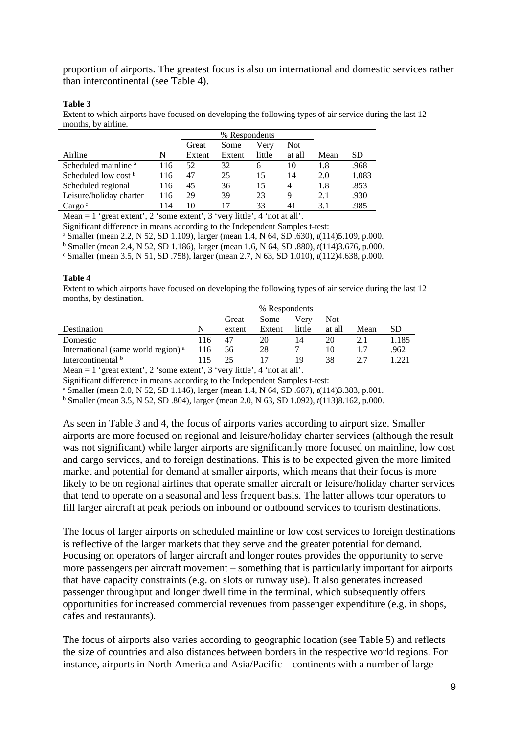proportion of airports. The greatest focus is also on international and domestic services rather than intercontinental (see Table 4).

**Table 3**

Extent to which airports have focused on developing the following types of air service during the last 12 months, by airline.

| | | % Respondents | | | | | |
|---|---|---|---|---|---|---|---|
| Airline | N | Great Extent | Some Extent | Very little | Not at all | Mean | SD |
| Scheduled mainline [a] | 116 | 52 | 32 | 6 | 10 | 1.8 | .968 |
| Scheduled low cost [b] | 116 | 47 | 25 | 15 | 14 | 2.0 | 1.083 |
| Scheduled regional | 116 | 45 | 36 | 15 | 4 | 1.8 | .853 |
| Leisure/holiday charter | 116 | 29 | 39 | 23 | 9 | 2.1 | .930 |
| Cargo [c] | 114 | 10 | 17 | 33 | 41 | 3.1 | .985 |

Mean = 1 'great extent', 2 'some extent', 3 'very little', 4 'not at all'.

Significant difference in means according to the Independent Samples t-test:

[a] Smaller (mean 2.2, N 52, SD 1.109), larger (mean 1.4, N 64, SD .630), $t(114)5.109$, p.000.

[b] Smaller (mean 2.4, N 52, SD 1.186), larger (mean 1.6, N 64, SD .880), $t(114)3.676$, p.000.

[c] Smaller (mean 3.5, N 51, SD .758), larger (mean 2.7, N 63, SD 1.010), $t(112)4.638$, p.000.

**Table 4**

Extent to which airports have focused on developing the following types of air service during the last 12 months, by destination.

| | | % Respondents | | | | | |
|---|---|---|---|---|---|---|---|
| Destination | N | Great extent | Some Extent | Very little | Not at all | Mean | SD |
| Domestic | 116 | 47 | 20 | 14 | 20 | 2.1 | 1.185 |
| International (same world region) [a] | 116 | 56 | 28 | 7 | 10 | 1.7 | .962 |
| Intercontinental [b] | 115 | 25 | 17 | 19 | 38 | 2.7 | 1.221 |

Mean = 1 'great extent', 2 'some extent', 3 'very little', 4 'not at all'.

Significant difference in means according to the Independent Samples t-test:

[a] Smaller (mean 2.0, N 52, SD 1.146), larger (mean 1.4, N 64, SD .687), $t(114)3.383$, p.001.

[b] Smaller (mean 3.5, N 52, SD .804), larger (mean 2.0, N 63, SD 1.092), $t(113)8.162$, p.000.

As seen in Table 3 and 4, the focus of airports varies according to airport size. Smaller airports are more focused on regional and leisure/holiday charter services (although the result was not significant) while larger airports are significantly more focused on mainline, low cost and cargo services, and to foreign destinations. This is to be expected given the more limited market and potential for demand at smaller airports, which means that their focus is more likely to be on regional airlines that operate smaller aircraft or leisure/holiday charter services that tend to operate on a seasonal and less frequent basis. The latter allows tour operators to fill larger aircraft at peak periods on inbound or outbound services to tourism destinations.

The focus of larger airports on scheduled mainline or low cost services to foreign destinations is reflective of the larger markets that they serve and the greater potential for demand. Focusing on operators of larger aircraft and longer routes provides the opportunity to serve more passengers per aircraft movement – something that is particularly important for airports that have capacity constraints (e.g. on slots or runway use). It also generates increased passenger throughput and longer dwell time in the terminal, which subsequently offers opportunities for increased commercial revenues from passenger expenditure (e.g. in shops, cafes and restaurants).

The focus of airports also varies according to geographic location (see Table 5) and reflects the size of countries and also distances between borders in the respective world regions. For instance, airports in North America and Asia/Pacific – continents with a number of large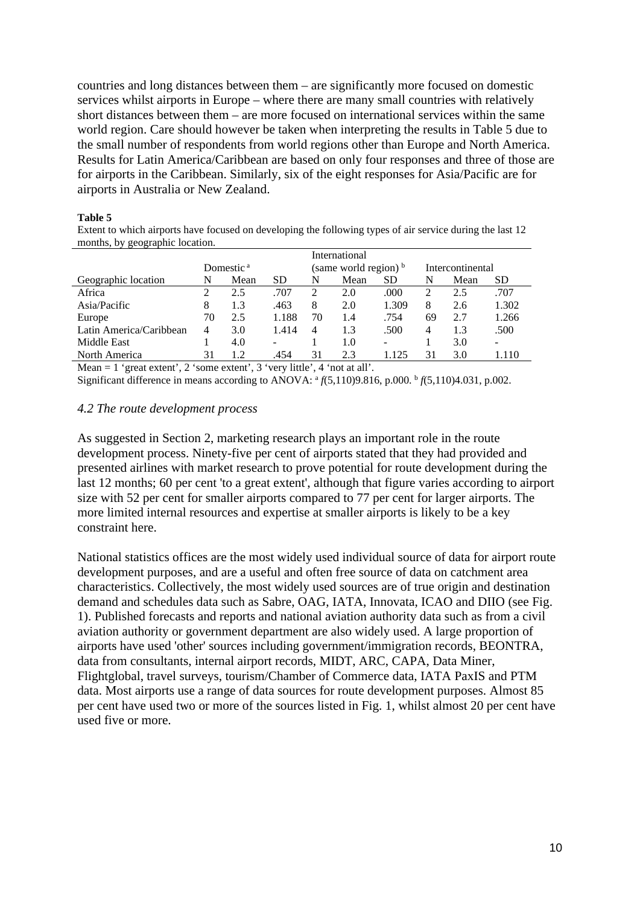countries and long distances between them – are significantly more focused on domestic services whilst airports in Europe – where there are many small countries with relatively short distances between them – are more focused on international services within the same world region. Care should however be taken when interpreting the results in Table 5 due to the small number of respondents from world regions other than Europe and North America. Results for Latin America/Caribbean are based on only four responses and three of those are for airports in the Caribbean. Similarly, six of the eight responses for Asia/Pacific are for airports in Australia or New Zealand.

**Table 5**

Extent to which airports have focused on developing the following types of air service during the last 12 months, by geographic location.

| | Domestic [a] | | | International (same world region) [b] | | | Intercontinental | | |
|---|---|---|---|---|---|---|---|---|---|
| Geographic location | N | Mean | SD | N | Mean | SD | N | Mean | SD |
| Africa | 2 | 2.5 | .707 | 2 | 2.0 | .000 | 2 | 2.5 | .707 |
| Asia/Pacific | 8 | 1.3 | .463 | 8 | 2.0 | 1.309 | 8 | 2.6 | 1.302 |
| Europe | 70 | 2.5 | 1.188 | 70 | 1.4 | .754 | 69 | 2.7 | 1.266 |
| Latin America/Caribbean | 4 | 3.0 | 1.414 | 4 | 1.3 | .500 | 4 | 1.3 | .500 |
| Middle East | 1 | 4.0 | - | 1 | 1.0 | - | 1 | 3.0 | - |
| North America | 31 | 1.2 | .454 | 31 | 2.3 | 1.125 | 31 | 3.0 | 1.110 |

Mean = 1 'great extent', 2 'some extent', 3 'very little', 4 'not at all'.

Significant difference in means according to ANOVA: [a] $f(5,110)9.816$, p.000. [b] $f(5,110)4.031$, p.002.

### *4.2 The route development process*

As suggested in Section 2, marketing research plays an important role in the route development process. Ninety-five per cent of airports stated that they had provided and presented airlines with market research to prove potential for route development during the last 12 months; 60 per cent 'to a great extent', although that figure varies according to airport size with 52 per cent for smaller airports compared to 77 per cent for larger airports. The more limited internal resources and expertise at smaller airports is likely to be a key constraint here.

National statistics offices are the most widely used individual source of data for airport route development purposes, and are a useful and often free source of data on catchment area characteristics. Collectively, the most widely used sources are of true origin and destination demand and schedules data such as Sabre, OAG, IATA, Innovata, ICAO and DIIO (see Fig. 1). Published forecasts and reports and national aviation authority data such as from a civil aviation authority or government department are also widely used. A large proportion of airports have used 'other' sources including government/immigration records, BEONTRA, data from consultants, internal airport records, MIDT, ARC, CAPA, Data Miner, Flightglobal, travel surveys, tourism/Chamber of Commerce data, IATA PaxIS and PTM data. Most airports use a range of data sources for route development purposes. Almost 85 per cent have used two or more of the sources listed in Fig. 1, whilst almost 20 per cent have used five or more.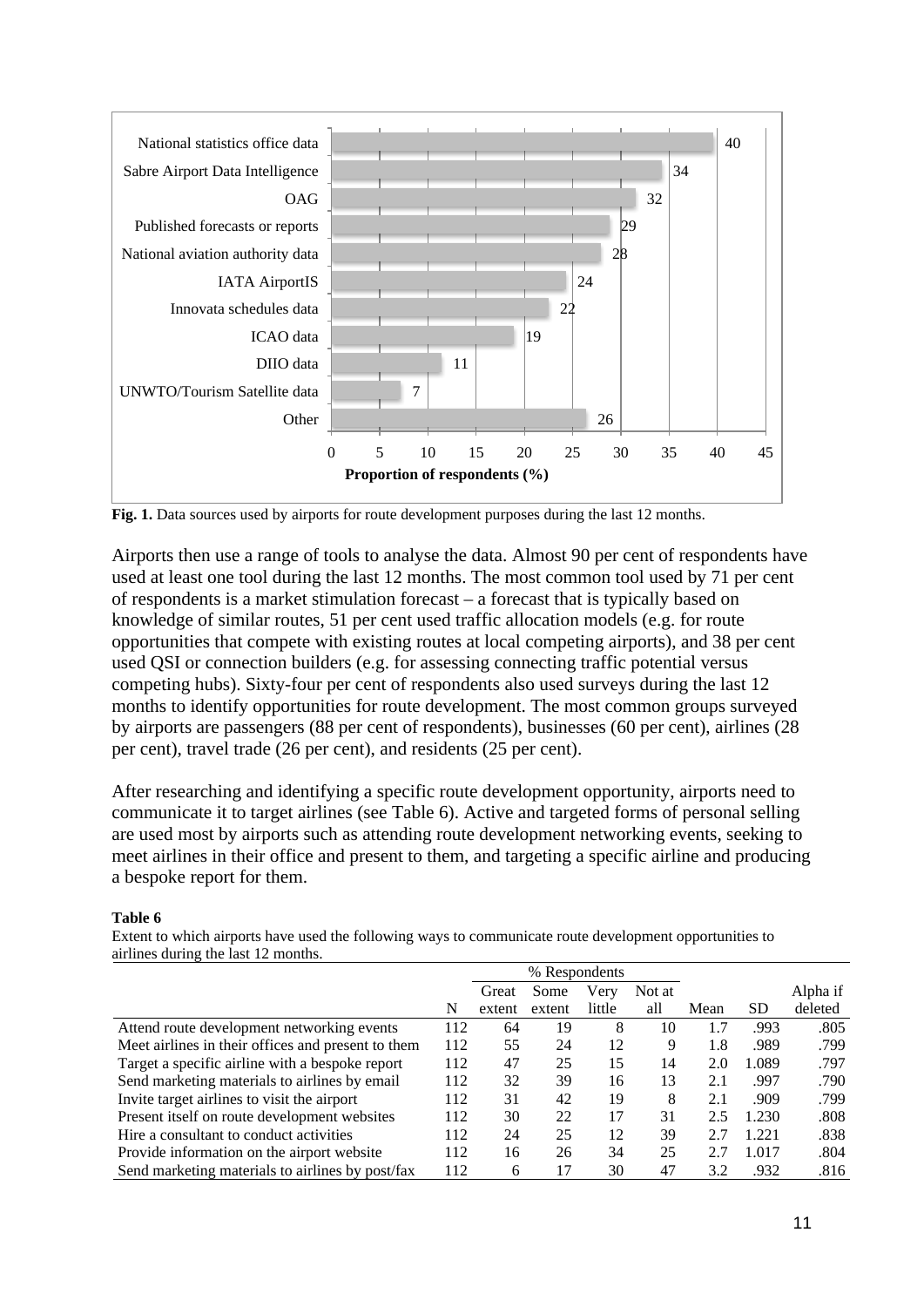| Data source | Proportion of respondents (%) |
|---|---|
| National statistics office data | 40 |
| Sabre Airport Data Intelligence | 34 |
| OAG | 32 |
| Published forecasts or reports | 29 |
| National aviation authority data | 28 |
| IATA AirportIS | 24 |
| Innovata schedules data | 22 |
| ICAO data | 19 |
| DIIO data | 11 |
| UNWTO/Tourism Satellite data | 7 |
| Other | 26 |

**Fig. 1.** Data sources used by airports for route development purposes during the last 12 months.

Airports then use a range of tools to analyse the data. Almost 90 per cent of respondents have used at least one tool during the last 12 months. The most common tool used by 71 per cent of respondents is a market stimulation forecast – a forecast that is typically based on knowledge of similar routes, 51 per cent used traffic allocation models (e.g. for route opportunities that compete with existing routes at local competing airports), and 38 per cent used QSI or connection builders (e.g. for assessing connecting traffic potential versus competing hubs). Sixty-four per cent of respondents also used surveys during the last 12 months to identify opportunities for route development. The most common groups surveyed by airports are passengers (88 per cent of respondents), businesses (60 per cent), airlines (28 per cent), travel trade (26 per cent), and residents (25 per cent).

After researching and identifying a specific route development opportunity, airports need to communicate it to target airlines (see Table 6). Active and targeted forms of personal selling are used most by airports such as attending route development networking events, seeking to meet airlines in their office and present to them, and targeting a specific airline and producing a bespoke report for them.

**Table 6**

Extent to which airports have used the following ways to communicate route development opportunities to airlines during the last 12 months.

| | | % Respondents | | | | | | |
|---|---|---|---|---|---|---|---|---|
| | N | Great extent | Some extent | Very little | Not at all | Mean | SD | Alpha if deleted |
| Attend route development networking events | 112 | 64 | 19 | 8 | 10 | 1.7 | .993 | .805 |
| Meet airlines in their offices and present to them | 112 | 55 | 24 | 12 | 9 | 1.8 | .989 | .799 |
| Target a specific airline with a bespoke report | 112 | 47 | 25 | 15 | 14 | 2.0 | 1.089 | .797 |
| Send marketing materials to airlines by email | 112 | 32 | 39 | 16 | 13 | 2.1 | .997 | .790 |
| Invite target airlines to visit the airport | 112 | 31 | 42 | 19 | 8 | 2.1 | .909 | .799 |
| Present itself on route development websites | 112 | 30 | 22 | 17 | 31 | 2.5 | 1.230 | .808 |
| Hire a consultant to conduct activities | 112 | 24 | 25 | 12 | 39 | 2.7 | 1.221 | .838 |
| Provide information on the airport website | 112 | 16 | 26 | 34 | 25 | 2.7 | 1.017 | .804 |
| Send marketing materials to airlines by post/fax | 112 | 6 | 17 | 30 | 47 | 3.2 | .932 | .816 |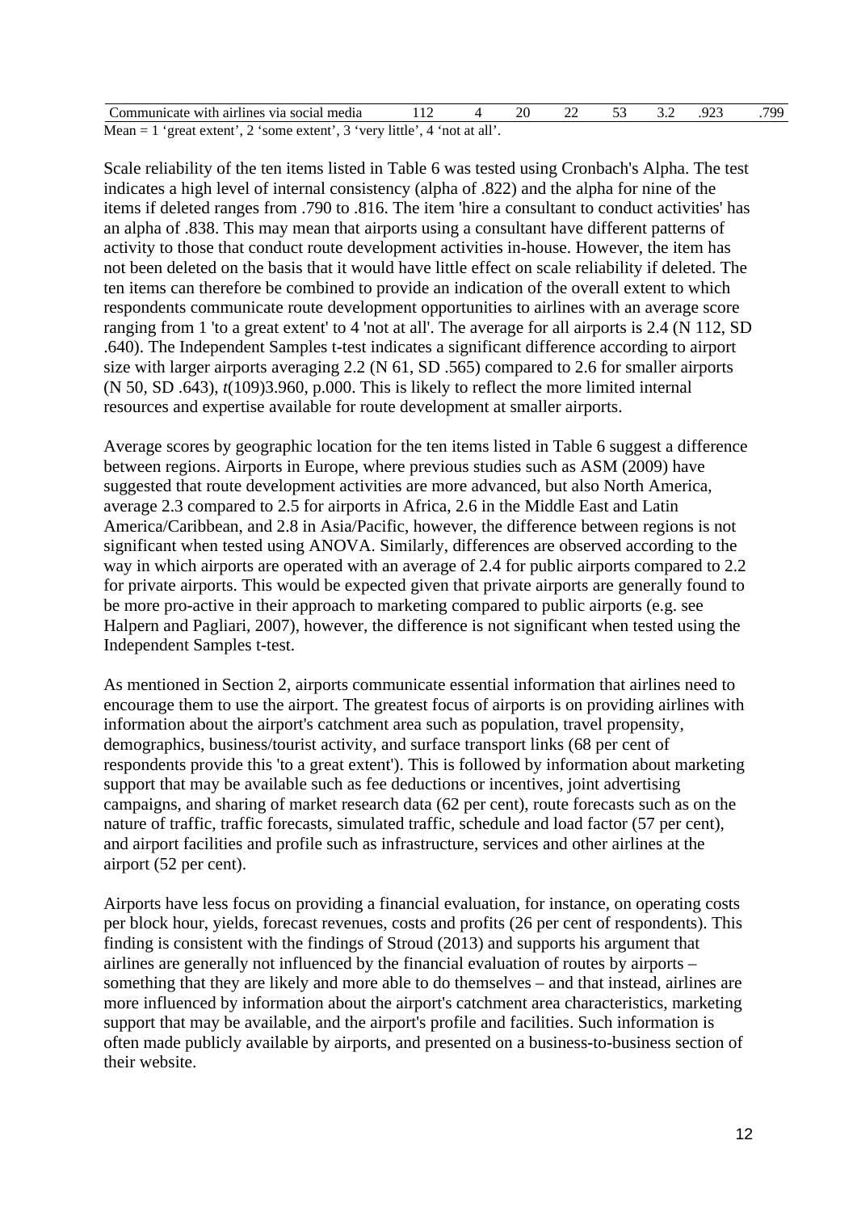| Communicate with airlines via social media | 112 | 4 | 20 | 22 | 53 | 3.2 | .923 | .799 |
|---|---|---|---|---|---|---|---|---|

Mean = 1 'great extent', 2 'some extent', 3 'very little', 4 'not at all'.

Scale reliability of the ten items listed in Table 6 was tested using Cronbach's Alpha. The test indicates a high level of internal consistency (alpha of .822) and the alpha for nine of the items if deleted ranges from .790 to .816. The item 'hire a consultant to conduct activities' has an alpha of .838. This may mean that airports using a consultant have different patterns of activity to those that conduct route development activities in-house. However, the item has not been deleted on the basis that it would have little effect on scale reliability if deleted. The ten items can therefore be combined to provide an indication of the overall extent to which respondents communicate route development opportunities to airlines with an average score ranging from 1 'to a great extent' to 4 'not at all'. The average for all airports is 2.4 (N 112, SD .640). The Independent Samples t-test indicates a significant difference according to airport size with larger airports averaging 2.2 (N 61, SD .565) compared to 2.6 for smaller airports (N 50, SD .643), $t(109)3.960$, p.000. This is likely to reflect the more limited internal resources and expertise available for route development at smaller airports.

Average scores by geographic location for the ten items listed in Table 6 suggest a difference between regions. Airports in Europe, where previous studies such as ASM (2009) have suggested that route development activities are more advanced, but also North America, average 2.3 compared to 2.5 for airports in Africa, 2.6 in the Middle East and Latin America/Caribbean, and 2.8 in Asia/Pacific, however, the difference between regions is not significant when tested using ANOVA. Similarly, differences are observed according to the way in which airports are operated with an average of 2.4 for public airports compared to 2.2 for private airports. This would be expected given that private airports are generally found to be more pro-active in their approach to marketing compared to public airports (e.g. see Halpern and Pagliari, 2007), however, the difference is not significant when tested using the Independent Samples t-test.

As mentioned in Section 2, airports communicate essential information that airlines need to encourage them to use the airport. The greatest focus of airports is on providing airlines with information about the airport's catchment area such as population, travel propensity, demographics, business/tourist activity, and surface transport links (68 per cent of respondents provide this 'to a great extent'). This is followed by information about marketing support that may be available such as fee deductions or incentives, joint advertising campaigns, and sharing of market research data (62 per cent), route forecasts such as on the nature of traffic, traffic forecasts, simulated traffic, schedule and load factor (57 per cent), and airport facilities and profile such as infrastructure, services and other airlines at the airport (52 per cent).

Airports have less focus on providing a financial evaluation, for instance, on operating costs per block hour, yields, forecast revenues, costs and profits (26 per cent of respondents). This finding is consistent with the findings of Stroud (2013) and supports his argument that airlines are generally not influenced by the financial evaluation of routes by airports – something that they are likely and more able to do themselves – and that instead, airlines are more influenced by information about the airport's catchment area characteristics, marketing support that may be available, and the airport's profile and facilities. Such information is often made publicly available by airports, and presented on a business-to-business section of their website.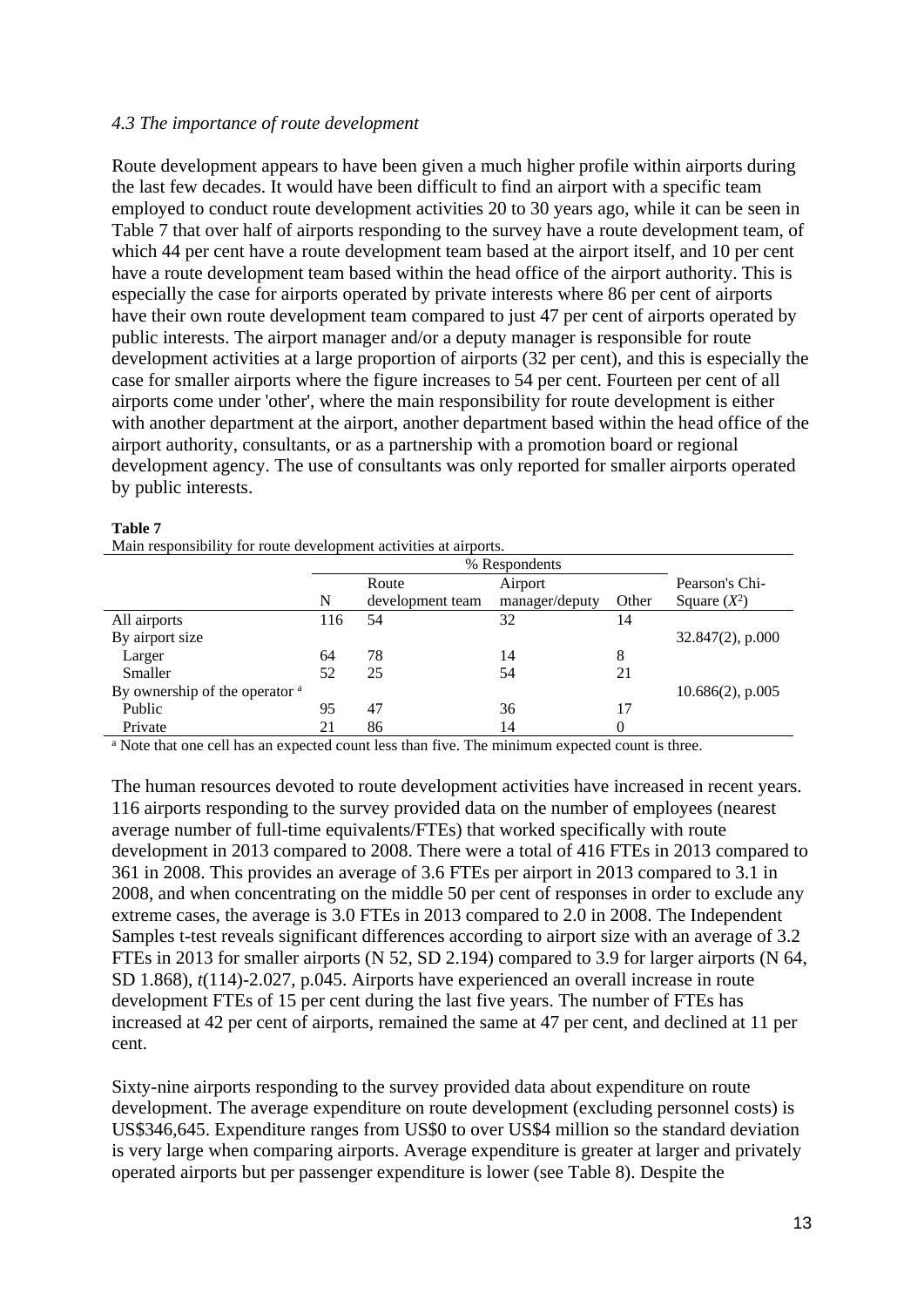*4.3 The importance of route development*

Route development appears to have been given a much higher profile within airports during the last few decades. It would have been difficult to find an airport with a specific team employed to conduct route development activities 20 to 30 years ago, while it can be seen in Table 7 that over half of airports responding to the survey have a route development team, of which 44 per cent have a route development team based at the airport itself, and 10 per cent have a route development team based within the head office of the airport authority. This is especially the case for airports operated by private interests where 86 per cent of airports have their own route development team compared to just 47 per cent of airports operated by public interests. The airport manager and/or a deputy manager is responsible for route development activities at a large proportion of airports (32 per cent), and this is especially the case for smaller airports where the figure increases to 54 per cent. Fourteen per cent of all airports come under 'other', where the main responsibility for route development is either with another department at the airport, another department based within the head office of the airport authority, consultants, or as a partnership with a promotion board or regional development agency. The use of consultants was only reported for smaller airports operated by public interests.

**Table 7**
Main responsibility for route development activities at airports.

| | | % Respondents | | | |
|---|---|---|---|---|---|
| | N | Route development team | Airport manager/deputy | Other | Pearson's Chi-Square ($X^2$) |
| All airports | 116 | 54 | 32 | 14 | |
| By airport size | | | | | 32.847(2), p.000 |
| Larger | 64 | 78 | 14 | 8 | |
| Smaller | 52 | 25 | 54 | 21 | |
| By ownership of the operator [a] | | | | | 10.686(2), p.005 |
| Public | 95 | 47 | 36 | 17 | |
| Private | 21 | 86 | 14 | 0 | |

[a] Note that one cell has an expected count less than five. The minimum expected count is three.

The human resources devoted to route development activities have increased in recent years. 116 airports responding to the survey provided data on the number of employees (nearest average number of full-time equivalents/FTEs) that worked specifically with route development in 2013 compared to 2008. There were a total of 416 FTEs in 2013 compared to 361 in 2008. This provides an average of 3.6 FTEs per airport in 2013 compared to 3.1 in 2008, and when concentrating on the middle 50 per cent of responses in order to exclude any extreme cases, the average is 3.0 FTEs in 2013 compared to 2.0 in 2008. The Independent Samples t-test reveals significant differences according to airport size with an average of 3.2 FTEs in 2013 for smaller airports (N 52, SD 2.194) compared to 3.9 for larger airports (N 64, SD 1.868), $t$(114)-2.027, p.045. Airports have experienced an overall increase in route development FTEs of 15 per cent during the last five years. The number of FTEs has increased at 42 per cent of airports, remained the same at 47 per cent, and declined at 11 per cent.

Sixty-nine airports responding to the survey provided data about expenditure on route development. The average expenditure on route development (excluding personnel costs) is US$346,645. Expenditure ranges from US$0 to over US$4 million so the standard deviation is very large when comparing airports. Average expenditure is greater at larger and privately operated airports but per passenger expenditure is lower (see Table 8). Despite the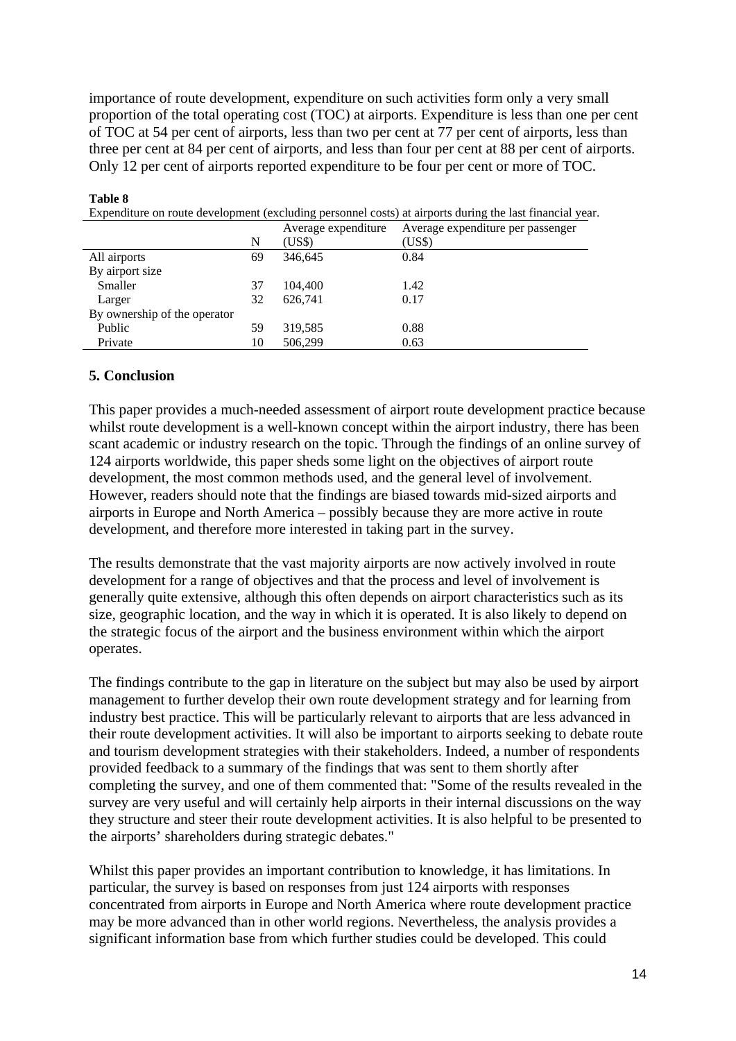importance of route development, expenditure on such activities form only a very small proportion of the total operating cost (TOC) at airports. Expenditure is less than one per cent of TOC at 54 per cent of airports, less than two per cent at 77 per cent of airports, less than three per cent at 84 per cent of airports, and less than four per cent at 88 per cent of airports. Only 12 per cent of airports reported expenditure to be four per cent or more of TOC.

**Table 8**
Expenditure on route development (excluding personnel costs) at airports during the last financial year.

| | N | Average expenditure (US$) | Average expenditure per passenger (US$) |
|---|---|---|---|
| All airports | 69 | 346,645 | 0.84 |
| By airport size | | | |
| Smaller | 37 | 104,400 | 1.42 |
| Larger | 32 | 626,741 | 0.17 |
| By ownership of the operator | | | |
| Public | 59 | 319,585 | 0.88 |
| Private | 10 | 506,299 | 0.63 |

## 5. Conclusion

This paper provides a much-needed assessment of airport route development practice because whilst route development is a well-known concept within the airport industry, there has been scant academic or industry research on the topic. Through the findings of an online survey of 124 airports worldwide, this paper sheds some light on the objectives of airport route development, the most common methods used, and the general level of involvement. However, readers should note that the findings are biased towards mid-sized airports and airports in Europe and North America – possibly because they are more active in route development, and therefore more interested in taking part in the survey.

The results demonstrate that the vast majority airports are now actively involved in route development for a range of objectives and that the process and level of involvement is generally quite extensive, although this often depends on airport characteristics such as its size, geographic location, and the way in which it is operated. It is also likely to depend on the strategic focus of the airport and the business environment within which the airport operates.

The findings contribute to the gap in literature on the subject but may also be used by airport management to further develop their own route development strategy and for learning from industry best practice. This will be particularly relevant to airports that are less advanced in their route development activities. It will also be important to airports seeking to debate route and tourism development strategies with their stakeholders. Indeed, a number of respondents provided feedback to a summary of the findings that was sent to them shortly after completing the survey, and one of them commented that: "Some of the results revealed in the survey are very useful and will certainly help airports in their internal discussions on the way they structure and steer their route development activities. It is also helpful to be presented to the airports' shareholders during strategic debates."

Whilst this paper provides an important contribution to knowledge, it has limitations. In particular, the survey is based on responses from just 124 airports with responses concentrated from airports in Europe and North America where route development practice may be more advanced than in other world regions. Nevertheless, the analysis provides a significant information base from which further studies could be developed. This could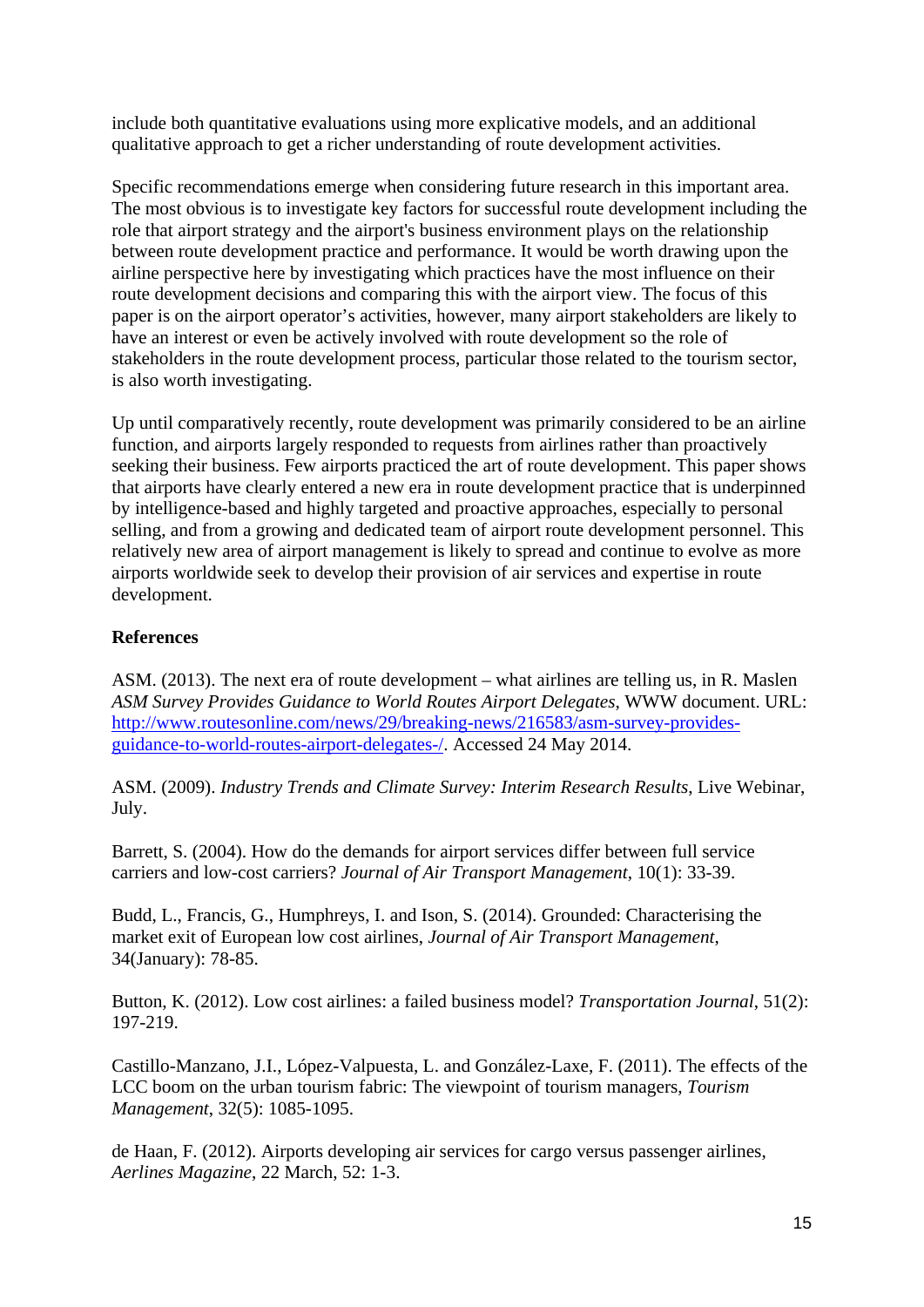include both quantitative evaluations using more explicative models, and an additional qualitative approach to get a richer understanding of route development activities.

Specific recommendations emerge when considering future research in this important area. The most obvious is to investigate key factors for successful route development including the role that airport strategy and the airport's business environment plays on the relationship between route development practice and performance. It would be worth drawing upon the airline perspective here by investigating which practices have the most influence on their route development decisions and comparing this with the airport view. The focus of this paper is on the airport operator's activities, however, many airport stakeholders are likely to have an interest or even be actively involved with route development so the role of stakeholders in the route development process, particular those related to the tourism sector, is also worth investigating.

Up until comparatively recently, route development was primarily considered to be an airline function, and airports largely responded to requests from airlines rather than proactively seeking their business. Few airports practiced the art of route development. This paper shows that airports have clearly entered a new era in route development practice that is underpinned by intelligence-based and highly targeted and proactive approaches, especially to personal selling, and from a growing and dedicated team of airport route development personnel. This relatively new area of airport management is likely to spread and continue to evolve as more airports worldwide seek to develop their provision of air services and expertise in route development.

**References**

ASM. (2013). The next era of route development – what airlines are telling us, in R. Maslen *ASM Survey Provides Guidance to World Routes Airport Delegates*, WWW document. URL: [http://www.routesonline.com/news/29/breaking-news/216583/asm-survey-provides-guidance-to-world-routes-airport-delegates-/](http://www.routesonline.com/news/29/breaking-news/216583/asm-survey-provides-guidance-to-world-routes-airport-delegates-/). Accessed 24 May 2014.

ASM. (2009). *Industry Trends and Climate Survey: Interim Research Results*, Live Webinar, July.

Barrett, S. (2004). How do the demands for airport services differ between full service carriers and low-cost carriers? *Journal of Air Transport Management*, 10(1): 33-39.

Budd, L., Francis, G., Humphreys, I. and Ison, S. (2014). Grounded: Characterising the market exit of European low cost airlines, *Journal of Air Transport Management*, 34(January): 78-85.

Button, K. (2012). Low cost airlines: a failed business model? *Transportation Journal*, 51(2): 197-219.

Castillo-Manzano, J.I., López-Valpuesta, L. and González-Laxe, F. (2011). The effects of the LCC boom on the urban tourism fabric: The viewpoint of tourism managers, *Tourism Management*, 32(5): 1085-1095.

de Haan, F. (2012). Airports developing air services for cargo versus passenger airlines, *Aerlines Magazine*, 22 March, 52: 1-3.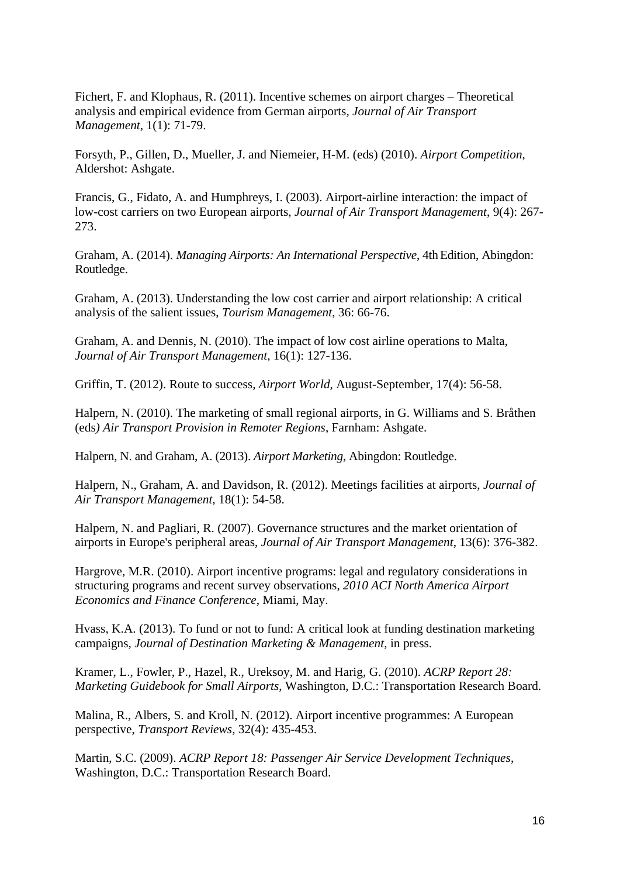Fichert, F. and Klophaus, R. (2011). Incentive schemes on airport charges – Theoretical analysis and empirical evidence from German airports, *Journal of Air Transport Management*, 1(1): 71-79.

Forsyth, P., Gillen, D., Mueller, J. and Niemeier, H-M. (eds) (2010). *Airport Competition*, Aldershot: Ashgate.

Francis, G., Fidato, A. and Humphreys, I. (2003). Airport-airline interaction: the impact of low-cost carriers on two European airports, *Journal of Air Transport Management*, 9(4): 267-273.

Graham, A. (2014). *Managing Airports: An International Perspective*, 4th Edition, Abingdon: Routledge.

Graham, A. (2013). Understanding the low cost carrier and airport relationship: A critical analysis of the salient issues, *Tourism Management*, 36: 66-76.

Graham, A. and Dennis, N. (2010). The impact of low cost airline operations to Malta, *Journal of Air Transport Management*, 16(1): 127-136.

Griffin, T. (2012). Route to success, *Airport World*, August-September, 17(4): 56-58.

Halpern, N. (2010). The marketing of small regional airports, in G. Williams and S. Bråthen (eds*) Air Transport Provision in Remoter Regions*, Farnham: Ashgate.

Halpern, N. and Graham, A. (2013). *Airport Marketing*, Abingdon: Routledge.

Halpern, N., Graham, A. and Davidson, R. (2012). Meetings facilities at airports, *Journal of Air Transport Management*, 18(1): 54-58.

Halpern, N. and Pagliari, R. (2007). Governance structures and the market orientation of airports in Europe's peripheral areas, *Journal of Air Transport Management*, 13(6): 376-382.

Hargrove, M.R. (2010). Airport incentive programs: legal and regulatory considerations in structuring programs and recent survey observations, *2010 ACI North America Airport Economics and Finance Conference*, Miami, May.

Hvass, K.A. (2013). To fund or not to fund: A critical look at funding destination marketing campaigns, *Journal of Destination Marketing & Management*, in press.

Kramer, L., Fowler, P., Hazel, R., Ureksoy, M. and Harig, G. (2010). *ACRP Report 28: Marketing Guidebook for Small Airports*, Washington, D.C.: Transportation Research Board.

Malina, R., Albers, S. and Kroll, N. (2012). Airport incentive programmes: A European perspective, *Transport Reviews*, 32(4): 435-453.

Martin, S.C. (2009). *ACRP Report 18: Passenger Air Service Development Techniques*, Washington, D.C.: Transportation Research Board.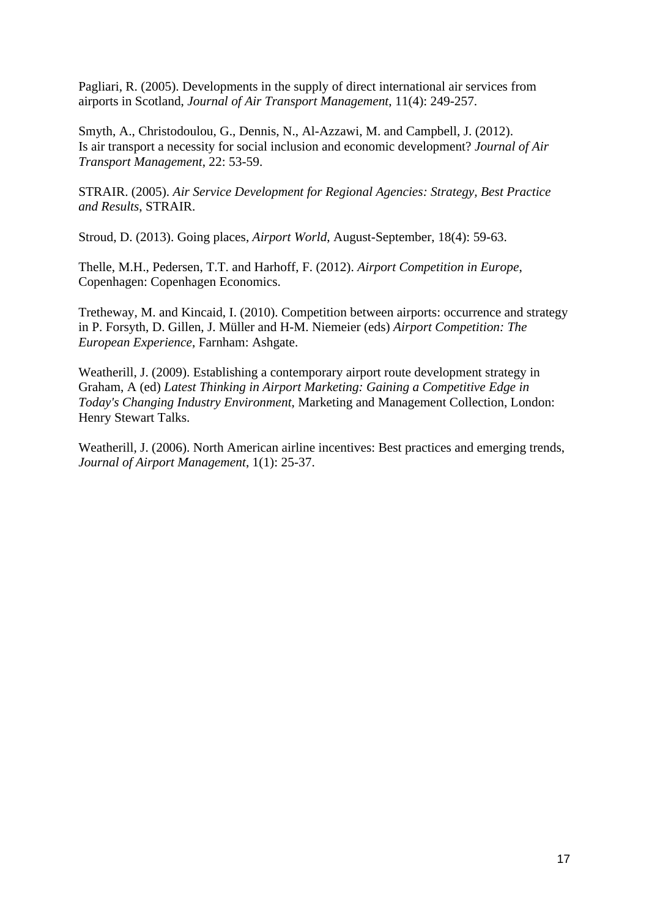Pagliari, R. (2005). Developments in the supply of direct international air services from airports in Scotland, *Journal of Air Transport Management*, 11(4): 249-257.

Smyth, A., Christodoulou, G., Dennis, N., Al-Azzawi, M. and Campbell, J. (2012). Is air transport a necessity for social inclusion and economic development? *Journal of Air Transport Management*, 22: 53-59.

STRAIR. (2005). *Air Service Development for Regional Agencies: Strategy, Best Practice and Results*, STRAIR.

Stroud, D. (2013). Going places, *Airport World*, August-September, 18(4): 59-63.

Thelle, M.H., Pedersen, T.T. and Harhoff, F. (2012). *Airport Competition in Europe*, Copenhagen: Copenhagen Economics.

Tretheway, M. and Kincaid, I. (2010). Competition between airports: occurrence and strategy in P. Forsyth, D. Gillen, J. Müller and H-M. Niemeier (eds) *Airport Competition: The European Experience*, Farnham: Ashgate.

Weatherill, J. (2009). Establishing a contemporary airport route development strategy in Graham, A (ed) *Latest Thinking in Airport Marketing: Gaining a Competitive Edge in Today's Changing Industry Environment*, Marketing and Management Collection, London: Henry Stewart Talks.

Weatherill, J. (2006). North American airline incentives: Best practices and emerging trends, *Journal of Airport Management*, 1(1): 25-37.